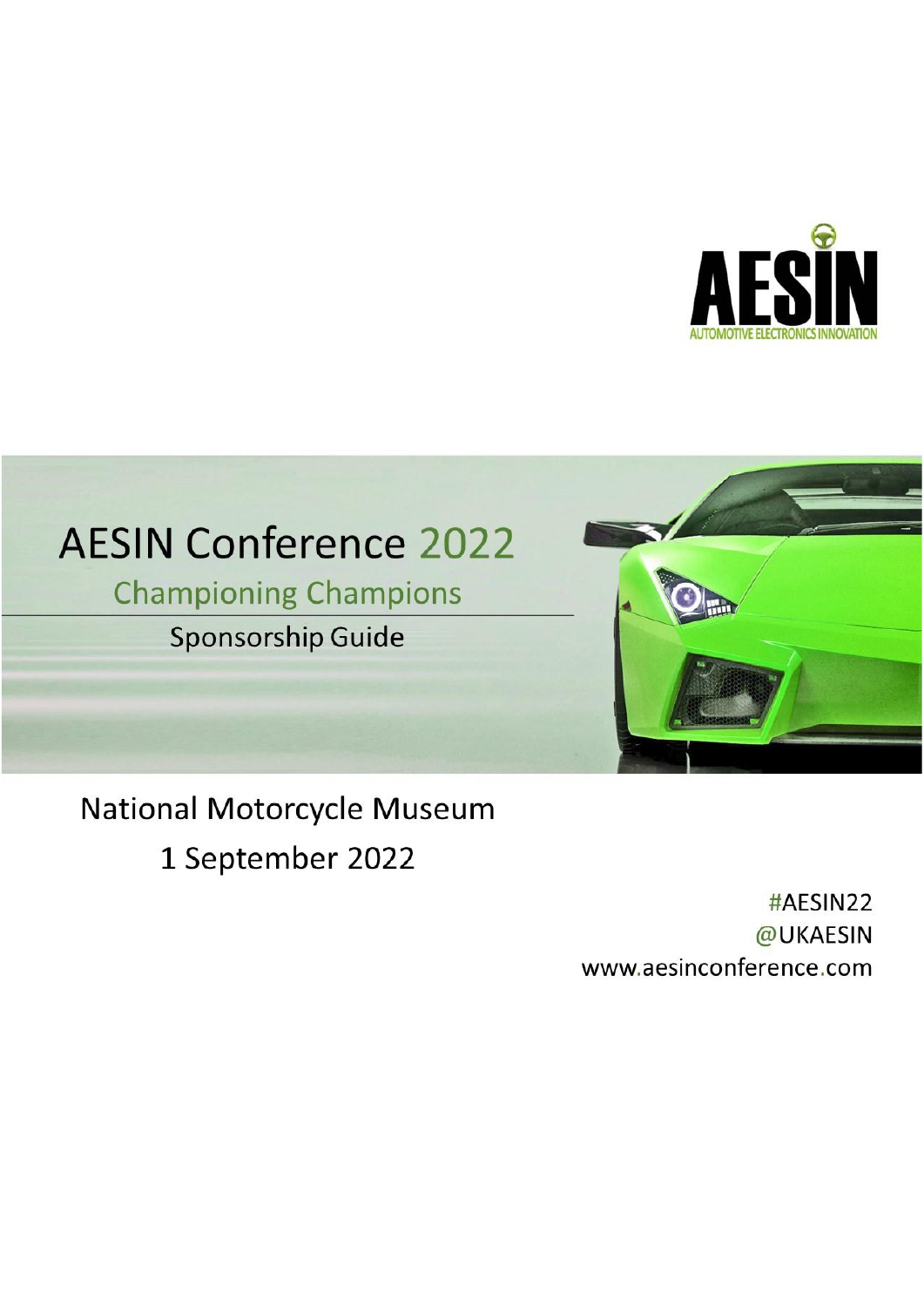AESIN
AUTOMOTIVE ELECTRONICS INNOVATION

# AESIN Conference 2022

## Championing Champions

### Sponsorship Guide

National Motorcycle Museum

1 September 2022

#AESIN22
@UKAESIN
www.aesinconference.com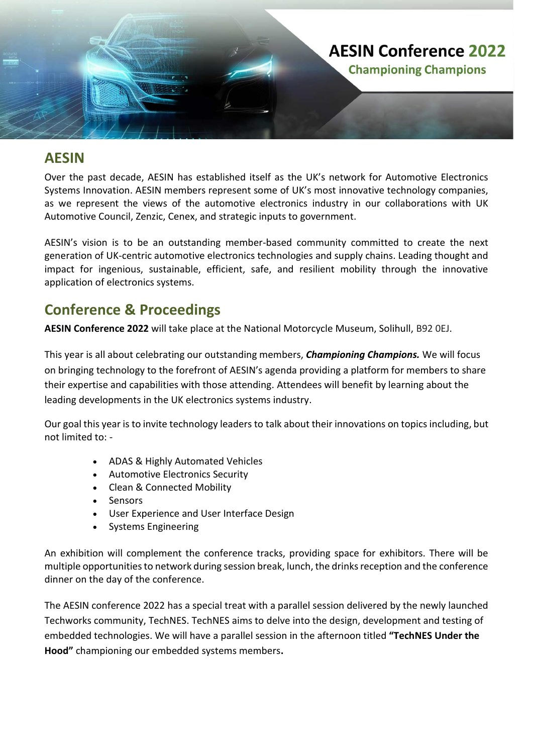# AESIN Conference 2022

**Championing Champions**

## AESIN

Over the past decade, AESIN has established itself as the UK's network for Automotive Electronics Systems Innovation. AESIN members represent some of UK's most innovative technology companies, as we represent the views of the automotive electronics industry in our collaborations with UK Automotive Council, Zenzic, Cenex, and strategic inputs to government.

AESIN's vision is to be an outstanding member-based community committed to create the next generation of UK-centric automotive electronics technologies and supply chains. Leading thought and impact for ingenious, sustainable, efficient, safe, and resilient mobility through the innovative application of electronics systems.

## Conference & Proceedings

**AESIN Conference 2022** will take place at the National Motorcycle Museum, Solihull, B92 0EJ.

This year is all about celebrating our outstanding members, ***Championing Champions.*** We will focus on bringing technology to the forefront of AESIN's agenda providing a platform for members to share their expertise and capabilities with those attending. Attendees will benefit by learning about the leading developments in the UK electronics systems industry.

Our goal this year is to invite technology leaders to talk about their innovations on topics including, but not limited to: -

- ADAS & Highly Automated Vehicles
- Automotive Electronics Security
- Clean & Connected Mobility
- Sensors
- User Experience and User Interface Design
- Systems Engineering

An exhibition will complement the conference tracks, providing space for exhibitors. There will be multiple opportunities to network during session break, lunch, the drinks reception and the conference dinner on the day of the conference.

The AESIN conference 2022 has a special treat with a parallel session delivered by the newly launched Techworks community, TechNES. TechNES aims to delve into the design, development and testing of embedded technologies. We will have a parallel session in the afternoon titled **"TechNES Under the Hood"** championing our embedded systems members**.**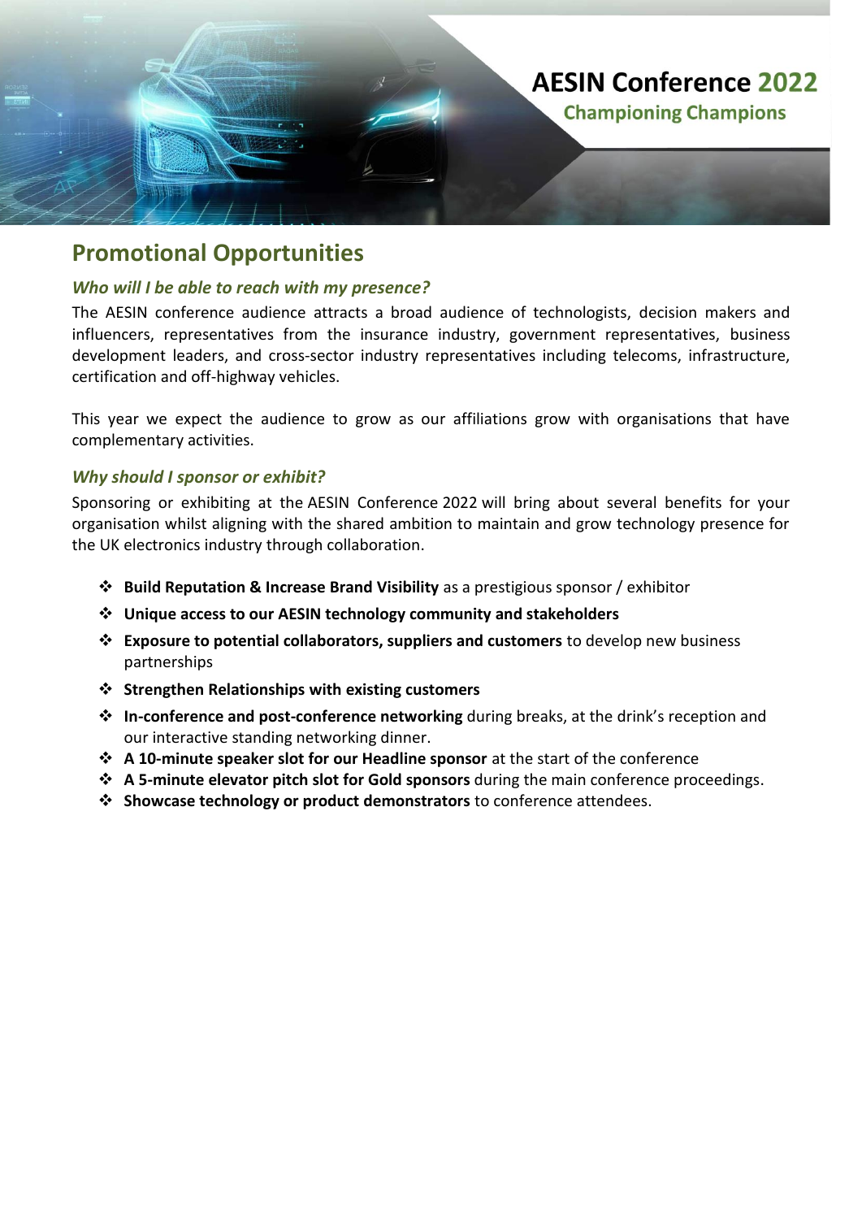# AESIN Conference 2022

**Championing Champions**

## Promotional Opportunities

### *Who will I be able to reach with my presence?*

The AESIN conference audience attracts a broad audience of technologists, decision makers and influencers, representatives from the insurance industry, government representatives, business development leaders, and cross-sector industry representatives including telecoms, infrastructure, certification and off-highway vehicles.

This year we expect the audience to grow as our affiliations grow with organisations that have complementary activities.

### *Why should I sponsor or exhibit?*

Sponsoring or exhibiting at the AESIN Conference 2022 will bring about several benefits for your organisation whilst aligning with the shared ambition to maintain and grow technology presence for the UK electronics industry through collaboration.

- **Build Reputation & Increase Brand Visibility** as a prestigious sponsor / exhibitor
- **Unique access to our AESIN technology community and stakeholders**
- **Exposure to potential collaborators, suppliers and customers** to develop new business partnerships
- **Strengthen Relationships with existing customers**
- **In-conference and post-conference networking** during breaks, at the drink's reception and our interactive standing networking dinner.
- **A 10-minute speaker slot for our Headline sponsor** at the start of the conference
- **A 5-minute elevator pitch slot for Gold sponsors** during the main conference proceedings.
- **Showcase technology or product demonstrators** to conference attendees.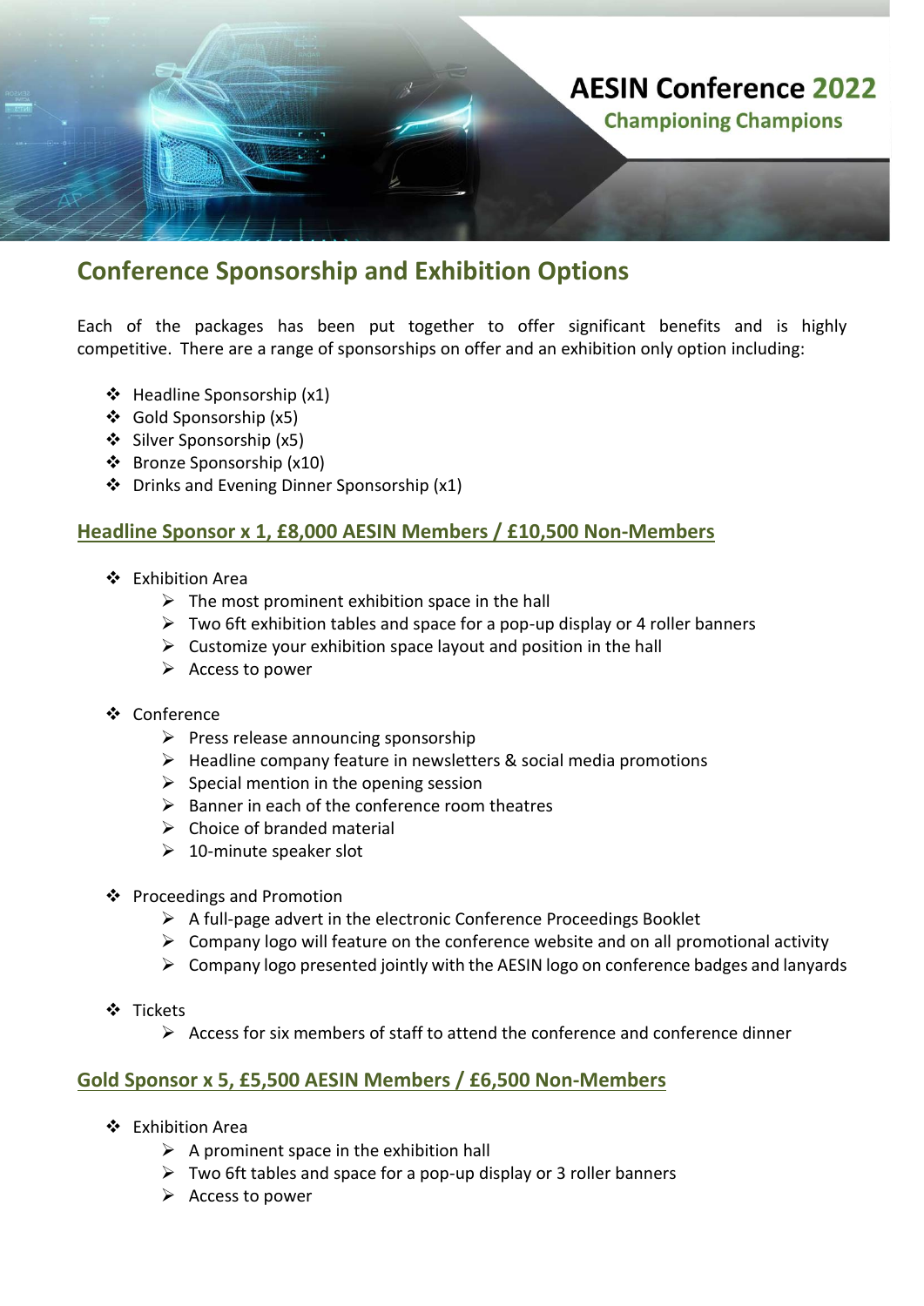# AESIN Conference 2022

## Championing Champions

## Conference Sponsorship and Exhibition Options

Each of the packages has been put together to offer significant benefits and is highly competitive. There are a range of sponsorships on offer and an exhibition only option including:

- Headline Sponsorship (x1)
- Gold Sponsorship (x5)
- Silver Sponsorship (x5)
- Bronze Sponsorship (x10)
- Drinks and Evening Dinner Sponsorship (x1)

### Headline Sponsor x 1, £8,000 AESIN Members / £10,500 Non-Members

- Exhibition Area
  - The most prominent exhibition space in the hall
  - Two 6ft exhibition tables and space for a pop-up display or 4 roller banners
  - Customize your exhibition space layout and position in the hall
  - Access to power
- Conference
  - Press release announcing sponsorship
  - Headline company feature in newsletters & social media promotions
  - Special mention in the opening session
  - Banner in each of the conference room theatres
  - Choice of branded material
  - 10-minute speaker slot
- Proceedings and Promotion
  - A full-page advert in the electronic Conference Proceedings Booklet
  - Company logo will feature on the conference website and on all promotional activity
  - Company logo presented jointly with the AESIN logo on conference badges and lanyards
- Tickets
  - Access for six members of staff to attend the conference and conference dinner

### Gold Sponsor x 5, £5,500 AESIN Members / £6,500 Non-Members

- Exhibition Area
  - A prominent space in the exhibition hall
  - Two 6ft tables and space for a pop-up display or 3 roller banners
  - Access to power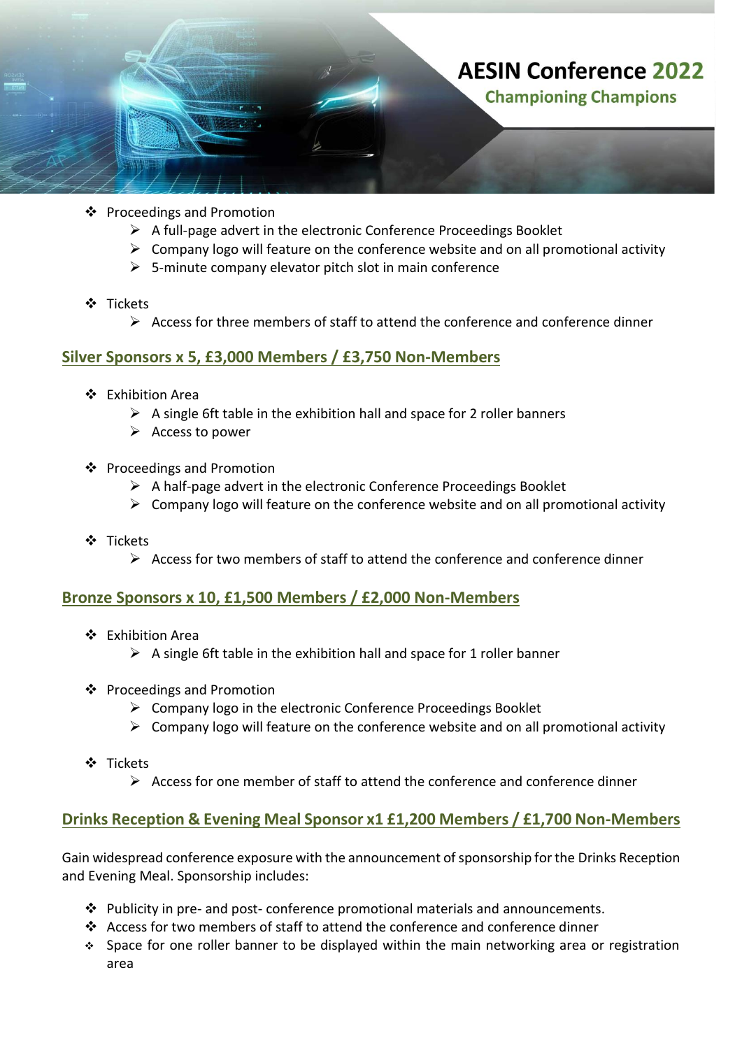- Proceedings and Promotion
  - A full-page advert in the electronic Conference Proceedings Booklet
  - Company logo will feature on the conference website and on all promotional activity
  - 5-minute company elevator pitch slot in main conference
- Tickets
  - Access for three members of staff to attend the conference and conference dinner

## Silver Sponsors x 5, £3,000 Members / £3,750 Non-Members

- Exhibition Area
  - A single 6ft table in the exhibition hall and space for 2 roller banners
  - Access to power
- Proceedings and Promotion
  - A half-page advert in the electronic Conference Proceedings Booklet
  - Company logo will feature on the conference website and on all promotional activity
- Tickets
  - Access for two members of staff to attend the conference and conference dinner

## Bronze Sponsors x 10, £1,500 Members / £2,000 Non-Members

- Exhibition Area
  - A single 6ft table in the exhibition hall and space for 1 roller banner
- Proceedings and Promotion
  - Company logo in the electronic Conference Proceedings Booklet
  - Company logo will feature on the conference website and on all promotional activity
- Tickets
  - Access for one member of staff to attend the conference and conference dinner

## Drinks Reception & Evening Meal Sponsor x1 £1,200 Members / £1,700 Non-Members

Gain widespread conference exposure with the announcement of sponsorship for the Drinks Reception and Evening Meal. Sponsorship includes:

- Publicity in pre- and post- conference promotional materials and announcements.
- Access for two members of staff to attend the conference and conference dinner
- Space for one roller banner to be displayed within the main networking area or registration area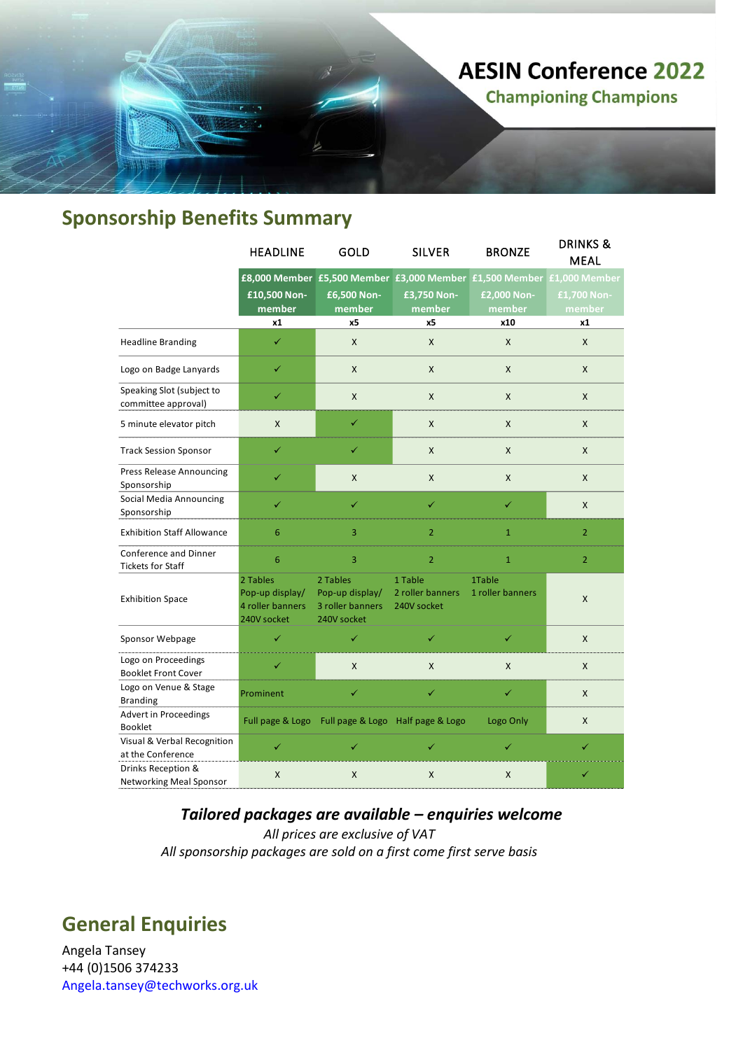# AESIN Conference 2022

## Championing Champions

## Sponsorship Benefits Summary

| | HEADLINE | GOLD | SILVER | BRONZE | DRINKS & MEAL |
|---|---|---|---|---|---|
| | £8,000 Member £10,500 Non-member | £5,500 Member £6,500 Non-member | £3,000 Member £3,750 Non-member | £1,500 Member £2,000 Non-member | £1,000 Member £1,700 Non-member |
| | x1 | x5 | x5 | x10 | x1 |
| Headline Branding | ✓ | X | X | X | X |
| Logo on Badge Lanyards | ✓ | X | X | X | X |
| Speaking Slot (subject to committee approval) | ✓ | X | X | X | X |
| 5 minute elevator pitch | X | ✓ | X | X | X |
| Track Session Sponsor | ✓ | ✓ | X | X | X |
| Press Release Announcing Sponsorship | ✓ | X | X | X | X |
| Social Media Announcing Sponsorship | ✓ | ✓ | ✓ | ✓ | X |
| Exhibition Staff Allowance | 6 | 3 | 2 | 1 | 2 |
| Conference and Dinner Tickets for Staff | 6 | 3 | 2 | 1 | 2 |
| Exhibition Space | 2 Tables Pop-up display/ 4 roller banners 240V socket | 2 Tables Pop-up display/ 3 roller banners 240V socket | 1 Table 2 roller banners 240V socket | 1Table 1 roller banners | X |
| Sponsor Webpage | ✓ | ✓ | ✓ | ✓ | X |
| Logo on Proceedings Booklet Front Cover | ✓ | X | X | X | X |
| Logo on Venue & Stage Branding | Prominent | ✓ | ✓ | ✓ | X |
| Advert in Proceedings Booklet | Full page & Logo | Full page & Logo | Half page & Logo | Logo Only | X |
| Visual & Verbal Recognition at the Conference | ✓ | ✓ | ✓ | ✓ | ✓ |
| Drinks Reception & Networking Meal Sponsor | X | X | X | X | ✓ |

***Tailored packages are available – enquiries welcome***

*All prices are exclusive of VAT*

*All sponsorship packages are sold on a first come first serve basis*

## General Enquiries

Angela Tansey
+44 (0)1506 374233
Angela.tansey@techworks.org.uk